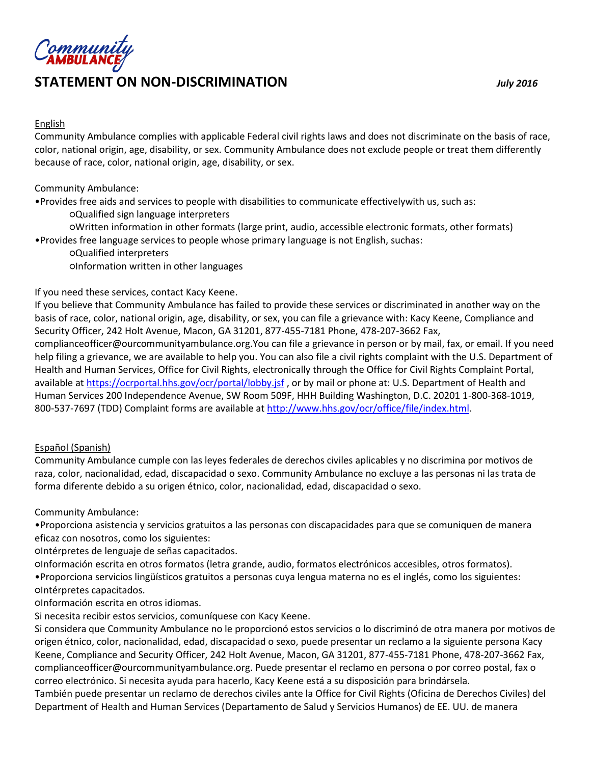Community AMBULANCE

# STATEMENT ON NON-DISCRIMINATION

*July 2016*

## English

Community Ambulance complies with applicable Federal civil rights laws and does not discriminate on the basis of race, color, national origin, age, disability, or sex. Community Ambulance does not exclude people or treat them differently because of race, color, national origin, age, disability, or sex.

Community Ambulance:

- Provides free aids and services to people with disabilities to communicate effectivelywith us, such as:
  - Qualified sign language interpreters
  - Written information in other formats (large print, audio, accessible electronic formats, other formats)
- Provides free language services to people whose primary language is not English, suchas:
  - Qualified interpreters
  - Information written in other languages

If you need these services, contact Kacy Keene.

If you believe that Community Ambulance has failed to provide these services or discriminated in another way on the basis of race, color, national origin, age, disability, or sex, you can file a grievance with: Kacy Keene, Compliance and Security Officer, 242 Holt Avenue, Macon, GA 31201, 877-455-7181 Phone, 478-207-3662 Fax, complianceofficer@ourcommunityambulance.org.You can file a grievance in person or by mail, fax, or email. If you need help filing a grievance, we are available to help you. You can also file a civil rights complaint with the U.S. Department of Health and Human Services, Office for Civil Rights, electronically through the Office for Civil Rights Complaint Portal, available at https://ocrportal.hhs.gov/ocr/portal/lobby.jsf , or by mail or phone at: U.S. Department of Health and Human Services 200 Independence Avenue, SW Room 509F, HHH Building Washington, D.C. 20201 1-800-368-1019, 800-537-7697 (TDD) Complaint forms are available at http://www.hhs.gov/ocr/office/file/index.html.

## Español (Spanish)

Community Ambulance cumple con las leyes federales de derechos civiles aplicables y no discrimina por motivos de raza, color, nacionalidad, edad, discapacidad o sexo. Community Ambulance no excluye a las personas ni las trata de forma diferente debido a su origen étnico, color, nacionalidad, edad, discapacidad o sexo.

Community Ambulance:

- Proporciona asistencia y servicios gratuitos a las personas con discapacidades para que se comuniquen de manera eficaz con nosotros, como los siguientes:
  - Intérpretes de lenguaje de señas capacitados.
  - Información escrita en otros formatos (letra grande, audio, formatos electrónicos accesibles, otros formatos).
- Proporciona servicios lingüísticos gratuitos a personas cuya lengua materna no es el inglés, como los siguientes:
  - Intérpretes capacitados.
  - Información escrita en otros idiomas.

Si necesita recibir estos servicios, comuníquese con Kacy Keene.

Si considera que Community Ambulance no le proporcionó estos servicios o lo discriminó de otra manera por motivos de origen étnico, color, nacionalidad, edad, discapacidad o sexo, puede presentar un reclamo a la siguiente persona Kacy Keene, Compliance and Security Officer, 242 Holt Avenue, Macon, GA 31201, 877-455-7181 Phone, 478-207-3662 Fax, complianceofficer@ourcommunityambulance.org. Puede presentar el reclamo en persona o por correo postal, fax o correo electrónico. Si necesita ayuda para hacerlo, Kacy Keene está a su disposición para brindársela.

También puede presentar un reclamo de derechos civiles ante la Office for Civil Rights (Oficina de Derechos Civiles) del Department of Health and Human Services (Departamento de Salud y Servicios Humanos) de EE. UU. de manera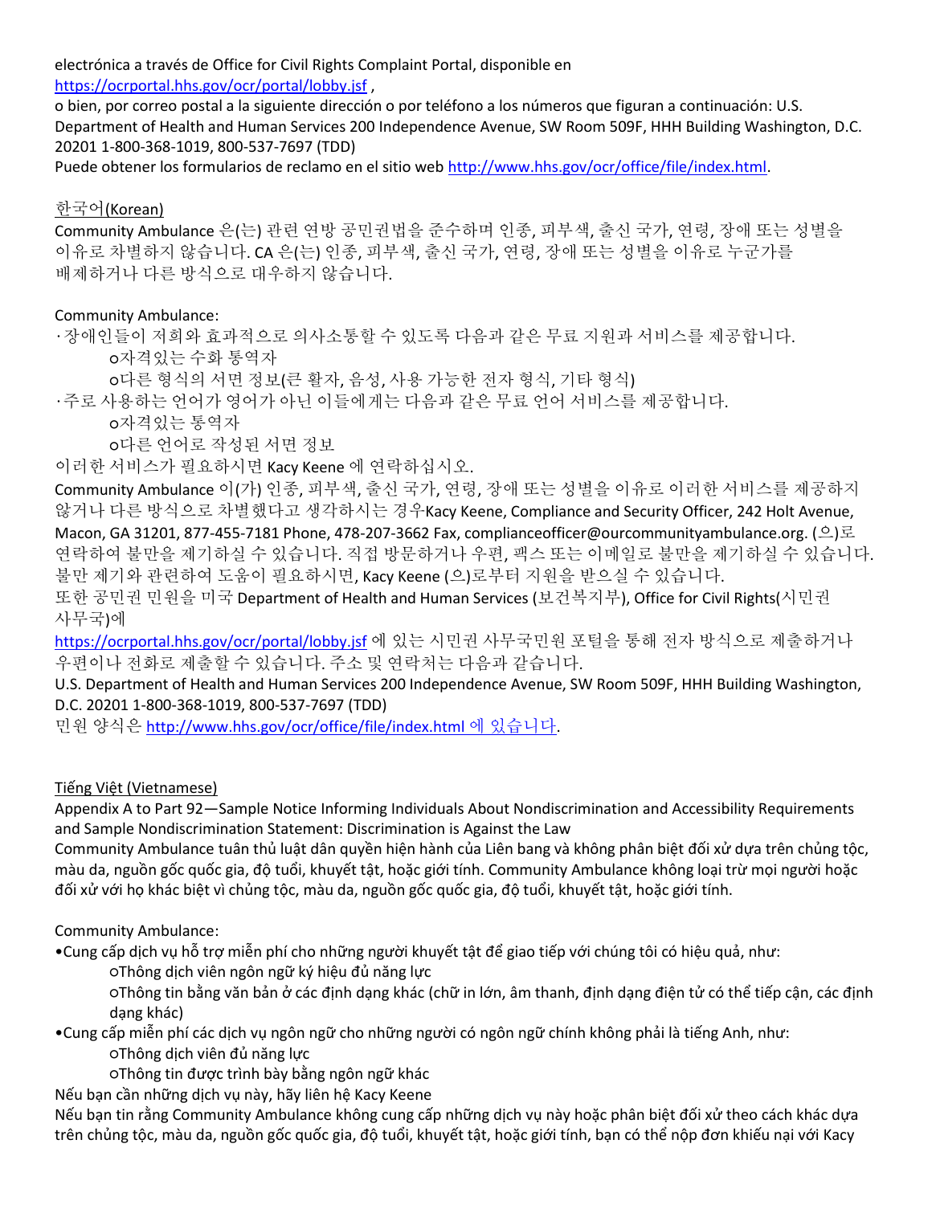electrónica a través de Office for Civil Rights Complaint Portal, disponible en https://ocrportal.hhs.gov/ocr/portal/lobby.jsf ,
o bien, por correo postal a la siguiente dirección o por teléfono a los números que figuran a continuación: U.S. Department of Health and Human Services 200 Independence Avenue, SW Room 509F, HHH Building Washington, D.C. 20201 1-800-368-1019, 800-537-7697 (TDD)
Puede obtener los formularios de reclamo en el sitio web http://www.hhs.gov/ocr/office/file/index.html.

한국어(Korean)
Community Ambulance 은(는) 관련 연방 공민권법을 준수하며 인종, 피부색, 출신 국가, 연령, 장애 또는 성별을 이유로 차별하지 않습니다. CA 은(는) 인종, 피부색, 출신 국가, 연령, 장애 또는 성별을 이유로 누군가를 배제하거나 다른 방식으로 대우하지 않습니다.

Community Ambulance:
- 장애인들이 저희와 효과적으로 의사소통할 수 있도록 다음과 같은 무료 지원과 서비스를 제공합니다.
  - 자격있는 수화 통역자
  - 다른 형식의 서면 정보(큰 활자, 음성, 사용 가능한 전자 형식, 기타 형식)
- 주로 사용하는 언어가 영어가 아닌 이들에게는 다음과 같은 무료 언어 서비스를 제공합니다.
  - 자격있는 통역자
  - 다른 언어로 작성된 서면 정보

이러한 서비스가 필요하시면 Kacy Keene 에 연락하십시오.
Community Ambulance 이(가) 인종, 피부색, 출신 국가, 연령, 장애 또는 성별을 이유로 이러한 서비스를 제공하지 않거나 다른 방식으로 차별했다고 생각하시는 경우Kacy Keene, Compliance and Security Officer, 242 Holt Avenue, Macon, GA 31201, 877-455-7181 Phone, 478-207-3662 Fax, complianceofficer@ourcommunityambulance.org. (으)로 연락하여 불만을 제기하실 수 있습니다. 직접 방문하거나 우편, 팩스 또는 이메일로 불만을 제기하실 수 있습니다. 불만 제기와 관련하여 도움이 필요하시면, Kacy Keene (으)로부터 지원을 받으실 수 있습니다.
또한 공민권 민원을 미국 Department of Health and Human Services (보건복지부), Office for Civil Rights(시민권 사무국)에
https://ocrportal.hhs.gov/ocr/portal/lobby.jsf 에 있는 시민권 사무국민원 포털을 통해 전자 방식으로 제출하거나 우편이나 전화로 제출하실 수 있습니다. 주소 및 연락처는 다음과 같습니다.
U.S. Department of Health and Human Services 200 Independence Avenue, SW Room 509F, HHH Building Washington, D.C. 20201 1-800-368-1019, 800-537-7697 (TDD)
민원 양식은 http://www.hhs.gov/ocr/office/file/index.html 에 있습니다.

Tiếng Việt (Vietnamese)
Appendix A to Part 92—Sample Notice Informing Individuals About Nondiscrimination and Accessibility Requirements and Sample Nondiscrimination Statement: Discrimination is Against the Law
Community Ambulance tuân thủ luật dân quyền hiện hành của Liên bang và không phân biệt đối xử dựa trên chủng tộc, màu da, nguồn gốc quốc gia, độ tuổi, khuyết tật, hoặc giới tính. Community Ambulance không loại trừ mọi người hoặc đối xử với họ khác biệt vì chủng tộc, màu da, nguồn gốc quốc gia, độ tuổi, khuyết tật, hoặc giới tính.

Community Ambulance:
- Cung cấp dịch vụ hỗ trợ miễn phí cho những người khuyết tật để giao tiếp với chúng tôi có hiệu quả, như:
  - Thông dịch viên ngôn ngữ ký hiệu đủ năng lực
  - Thông tin bằng văn bản ở các định dạng khác (chữ in lớn, âm thanh, định dạng điện tử có thể tiếp cận, các định dạng khác)
- Cung cấp miễn phí các dịch vụ ngôn ngữ cho những người có ngôn ngữ chính không phải là tiếng Anh, như:
  - Thông dịch viên đủ năng lực
  - Thông tin được trình bày bằng ngôn ngữ khác

Nếu bạn cần những dịch vụ này, hãy liên hệ Kacy Keene
Nếu bạn tin rằng Community Ambulance không cung cấp những dịch vụ này hoặc phân biệt đối xử theo cách khác dựa trên chủng tộc, màu da, nguồn gốc quốc gia, độ tuổi, khuyết tật, hoặc giới tính, bạn có thể nộp đơn khiếu nại với Kacy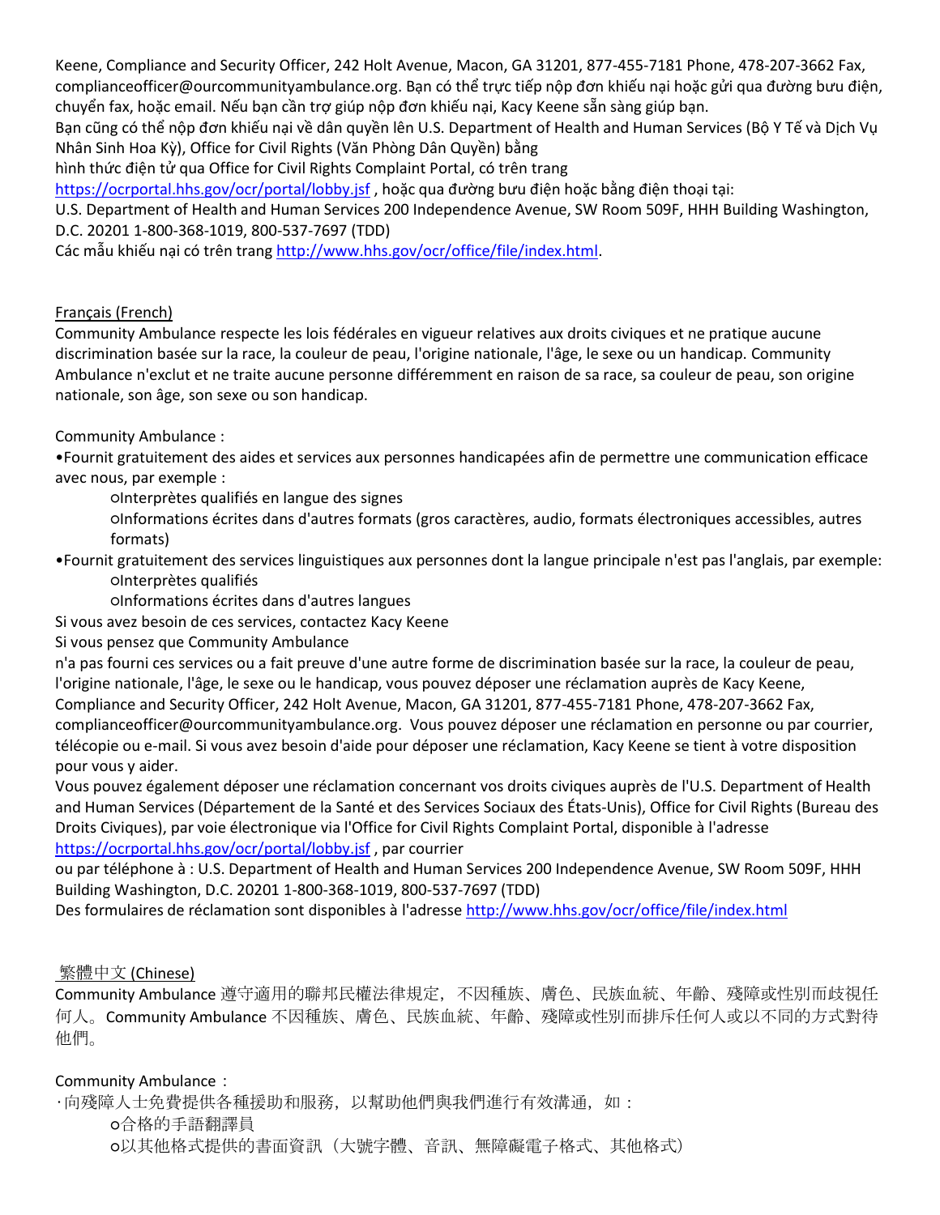Keene, Compliance and Security Officer, 242 Holt Avenue, Macon, GA 31201, 877-455-7181 Phone, 478-207-3662 Fax, complianceofficer@ourcommunityambulance.org. Bạn có thể trực tiếp nộp đơn khiếu nại hoặc gửi qua đường bưu điện, chuyển fax, hoặc email. Nếu bạn cần trợ giúp nộp đơn khiếu nại, Kacy Keene sẵn sàng giúp bạn.

Bạn cũng có thể nộp đơn khiếu nại về dân quyền lên U.S. Department of Health and Human Services (Bộ Y Tế và Dịch Vụ Nhân Sinh Hoa Kỳ), Office for Civil Rights (Văn Phòng Dân Quyền) bằng hình thức điện tử qua Office for Civil Rights Complaint Portal, có trên trang https://ocrportal.hhs.gov/ocr/portal/lobby.jsf , hoặc qua đường bưu điện hoặc bằng điện thoại tại:

U.S. Department of Health and Human Services 200 Independence Avenue, SW Room 509F, HHH Building Washington, D.C. 20201 1-800-368-1019, 800-537-7697 (TDD)

Các mẫu khiếu nại có trên trang http://www.hhs.gov/ocr/office/file/index.html.

Français (French)

Community Ambulance respecte les lois fédérales en vigueur relatives aux droits civiques et ne pratique aucune discrimination basée sur la race, la couleur de peau, l'origine nationale, l'âge, le sexe ou un handicap. Community Ambulance n'exclut et ne traite aucune personne différemment en raison de sa race, sa couleur de peau, son origine nationale, son âge, son sexe ou son handicap.

Community Ambulance :

- Fournit gratuitement des aides et services aux personnes handicapées afin de permettre une communication efficace avec nous, par exemple :
  - Interprètes qualifiés en langue des signes
  - Informations écrites dans d'autres formats (gros caractères, audio, formats électroniques accessibles, autres formats)
- Fournit gratuitement des services linguistiques aux personnes dont la langue principale n'est pas l'anglais, par exemple:
  - Interprètes qualifiés
  - Informations écrites dans d'autres langues

Si vous avez besoin de ces services, contactez Kacy Keene

Si vous pensez que Community Ambulance n'a pas fourni ces services ou a fait preuve d'une autre forme de discrimination basée sur la race, la couleur de peau, l'origine nationale, l'âge, le sexe ou le handicap, vous pouvez déposer une réclamation auprès de Kacy Keene, Compliance and Security Officer, 242 Holt Avenue, Macon, GA 31201, 877-455-7181 Phone, 478-207-3662 Fax, complianceofficer@ourcommunityambulance.org. Vous pouvez déposer une réclamation en personne ou par courrier, télécopie ou e-mail. Si vous avez besoin d'aide pour déposer une réclamation, Kacy Keene se tient à votre disposition pour vous y aider.

Vous pouvez également déposer une réclamation concernant vos droits civiques auprès de l'U.S. Department of Health and Human Services (Département de la Santé et des Services Sociaux des États-Unis), Office for Civil Rights (Bureau des Droits Civiques), par voie électronique via l'Office for Civil Rights Complaint Portal, disponible à l'adresse https://ocrportal.hhs.gov/ocr/portal/lobby.jsf , par courrier ou par téléphone à : U.S. Department of Health and Human Services 200 Independence Avenue, SW Room 509F, HHH Building Washington, D.C. 20201 1-800-368-1019, 800-537-7697 (TDD)

Des formulaires de réclamation sont disponibles à l'adresse http://www.hhs.gov/ocr/office/file/index.html

繁體中文 (Chinese)

Community Ambulance 遵守適用的聯邦民權法律規定，不因種族、膚色、民族血統、年齡、殘障或性別而歧視任何人。Community Ambulance 不因種族、膚色、民族血統、年齡、殘障或性別而排斥任何人或以不同的方式對待他們。

Community Ambulance：

- 向殘障人士免費提供各種援助和服務，以幫助他們與我們進行有效溝通，如：
  - 合格的手語翻譯員
  - 以其他格式提供的書面資訊（大號字體、音訊、無障礙電子格式、其他格式）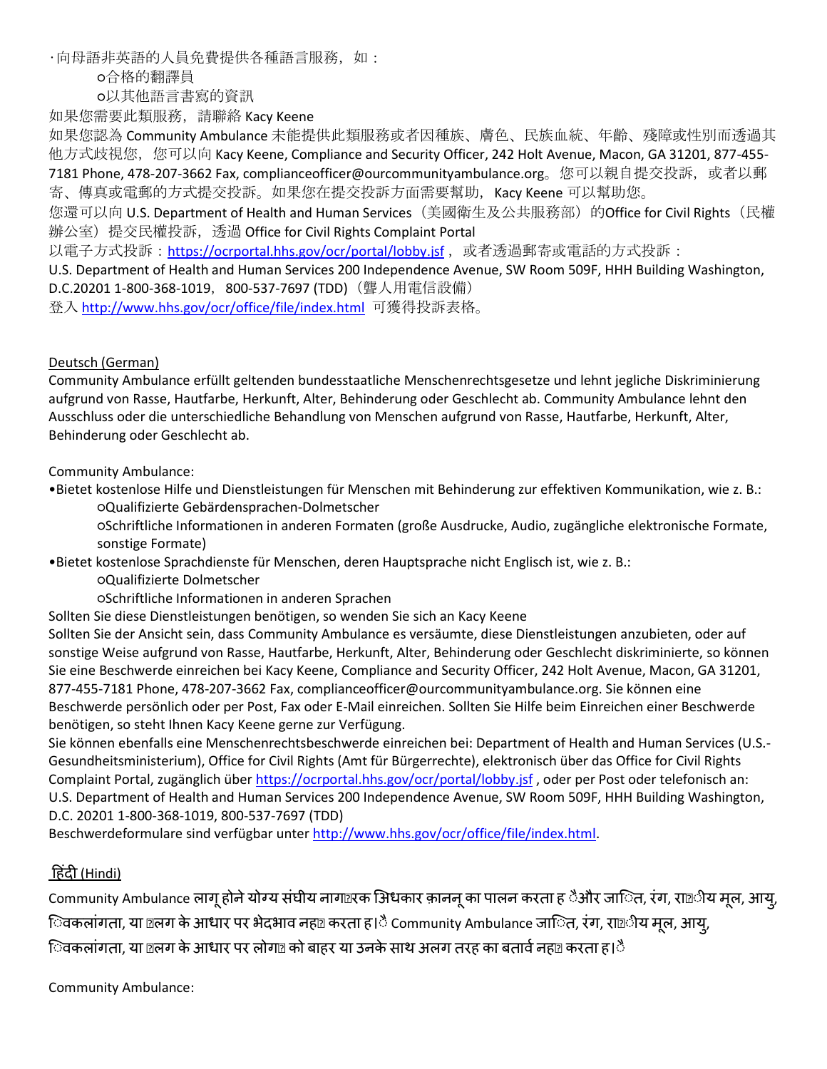·向母語非英語的人員免費提供各種語言服務，如：

  ○合格的翻譯員

  ○以其他語言書寫的資訊

如果您需要此類服務，請聯絡 Kacy Keene

如果您認為 Community Ambulance 未能提供此類服務或者因種族、膚色、民族血統、年齡、殘障或性別而透過其他方式歧視您，您可以向 Kacy Keene, Compliance and Security Officer, 242 Holt Avenue, Macon, GA 31201, 877-455-7181 Phone, 478-207-3662 Fax, complianceofficer@ourcommunityambulance.org。您可以親自提交投訴，或者以郵寄、傳真或電郵的方式提交投訴。如果您在提交投訴方面需要幫助，Kacy Keene 可以幫助您。

您還可以向 U.S. Department of Health and Human Services（美國衛生及公共服務部）的Office for Civil Rights（民權辦公室）提交民權投訴，透過 Office for Civil Rights Complaint Portal

以電子方式投訴：https://ocrportal.hhs.gov/ocr/portal/lobby.jsf，或者透過郵寄或電話的方式投訴：

U.S. Department of Health and Human Services 200 Independence Avenue, SW Room 509F, HHH Building Washington, D.C.20201 1-800-368-1019，800-537-7697 (TDD)（聾人用電信設備）

登入 http://www.hhs.gov/ocr/office/file/index.html 可獲得投訴表格。

Deutsch (German)

Community Ambulance erfüllt geltenden bundesstaatliche Menschenrechtsgesetze und lehnt jegliche Diskriminierung aufgrund von Rasse, Hautfarbe, Herkunft, Alter, Behinderung oder Geschlecht ab. Community Ambulance lehnt den Ausschluss oder die unterschiedliche Behandlung von Menschen aufgrund von Rasse, Hautfarbe, Herkunft, Alter, Behinderung oder Geschlecht ab.

Community Ambulance:

- Bietet kostenlose Hilfe und Dienstleistungen für Menschen mit Behinderung zur effektiven Kommunikation, wie z. B.:
  - Qualifizierte Gebärdensprachen-Dolmetscher
  - Schriftliche Informationen in anderen Formaten (große Ausdrucke, Audio, zugängliche elektronische Formate, sonstige Formate)
- Bietet kostenlose Sprachdienste für Menschen, deren Hauptsprache nicht Englisch ist, wie z. B.:
  - Qualifizierte Dolmetscher
  - Schriftliche Informationen in anderen Sprachen

Sollten Sie diese Dienstleistungen benötigen, so wenden Sie sich an Kacy Keene

Sollten Sie der Ansicht sein, dass Community Ambulance es versäumte, diese Dienstleistungen anzubieten, oder auf sonstige Weise aufgrund von Rasse, Hautfarbe, Herkunft, Alter, Behinderung oder Geschlecht diskriminierte, so können Sie eine Beschwerde einreichen bei Kacy Keene, Compliance and Security Officer, 242 Holt Avenue, Macon, GA 31201, 877-455-7181 Phone, 478-207-3662 Fax, complianceofficer@ourcommunityambulance.org. Sie können eine Beschwerde persönlich oder per Post, Fax oder E-Mail einreichen. Sollten Sie Hilfe beim Einreichen einer Beschwerde benötigen, so steht Ihnen Kacy Keene gerne zur Verfügung.

Sie können ebenfalls eine Menschenrechtsbeschwerde einreichen bei: Department of Health and Human Services (U.S.-Gesundheitsministerium), Office for Civil Rights (Amt für Bürgerrechte), elektronisch über das Office for Civil Rights Complaint Portal, zugänglich über https://ocrportal.hhs.gov/ocr/portal/lobby.jsf , oder per Post oder telefonisch an: U.S. Department of Health and Human Services 200 Independence Avenue, SW Room 509F, HHH Building Washington, D.C. 20201 1-800-368-1019, 800-537-7697 (TDD)

Beschwerdeformulare sind verfügbar unter http://www.hhs.gov/ocr/office/file/index.html.

हिंदी (Hindi)

Community Ambulance लागू होने योग्य संघीय नागरिक अधिकार कानून का पालन करता है और जाति, रंग, राष्ट्रीय मूल, आयु, विकलांगता, या लिंग के आधार पर भेदभाव नहीं करता है। Community Ambulance जाति, रंग, राष्ट्रीय मूल, आयु, विकलांगता, या लिंग के आधार पर लोगों को बाहर या उनके साथ अलग तरह का बर्ताव नहीं करता है।

Community Ambulance: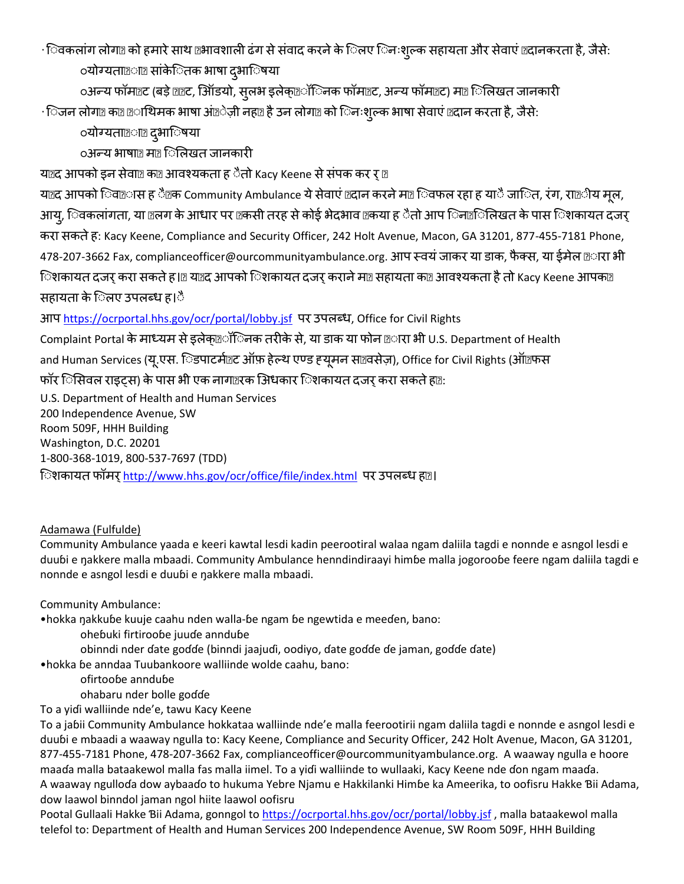· विकलांग लोगों को हमारे साथ प्रभावशाली ढंग से संवाद करने के लिए निःशुल्क सहायता और सेवाएं प्रदानकरता है, जैसे:

  ○योग्यताप्राप्त सांकेतिक भाषा दुभाषिया

  ○अन्य फॉमेट (बड़े प्रिंट, ऑडियो, सुलभ इलेक्ट्रॉनिक फॉमेट, अन्य फॉमेट) में लिखित जानकारी

· जिन लोगों की प्राथमिक भाषा अंग्रेज़ी नहीं है उन लोगों को निःशुल्क भाषा सेवाएं प्रदान करता है, जैसे:

  ○योग्यताप्राप्त दुभाषिया

  ○अन्य भाषाओं में लिखित जानकारी

यदि आपको इन सेवाओं की आवश्यकता है तो Kacy Keene से संपक कर र्

यदि आपको विश्वास है कि Community Ambulance ये सेवाएं प्रदान करने में विफल रहा है या जाति, रंग, राष्ट्रीय मूल, आयु, विकलांगता, या लिंग के आधार पर किसी तरह से कोई भेदभाव किया है तो आप निम्नलिखित के पास शिकायत दजर् करा सकते है: Kacy Keene, Compliance and Security Officer, 242 Holt Avenue, Macon, GA 31201, 877-455-7181 Phone, 478-207-3662 Fax, complianceofficer@ourcommunityambulance.org. आप स्वयं जाकर या डाक, फैक्स, या ईमेल द्वारा भी शिकायत दजर् करा सकते है। यदि आपको शिकायत दजर् कराने में सहायता की आवश्यकता है तो Kacy Keene आपकी सहायता के लिए उपलब्ध है।

आप https://ocrportal.hhs.gov/ocr/portal/lobby.jsf पर उपलब्ध, Office for Civil Rights Complaint Portal के माध्यम से इलेक्ट्रॉनिक तरीके से, या डाक या फोन द्वारा भी U.S. Department of Health and Human Services (यू.एस. डिपार्टमेंट ऑफ़ हेल्थ एण्ड ह्यूमन सर्विसेज़), Office for Civil Rights (ऑफिस फॉर सिविल राइट्स) के पास भी एक नागरिक अधिकार शिकायत दजर् करा सकते हैं:

U.S. Department of Health and Human Services
200 Independence Avenue, SW
Room 509F, HHH Building
Washington, D.C. 20201
1-800-368-1019, 800-537-7697 (TDD)

शिकायत फॉमर् http://www.hhs.gov/ocr/office/file/index.html पर उपलब्ध हैं।

Adamawa (Fulfulde)

Community Ambulance yaada e keeri kawtal lesdi kadin peerootiral walaa ngam daliila tagdi e nonnde e asngol lesdi e duuɓi e ŋakkere malla mbaadi. Community Ambulance henndindiraayi himɓe malla jogorooɓe feere ngam daliila tagdi e nonnde e asngol lesdi e duuɓi e ŋakkere malla mbaadi.

Community Ambulance:

•hokka ŋakkuɓe kuuje caahu nden walla-ɓe ngam ɓe ngewtida e meeɗen, bano:

  oheɓuki firtirooɓe juuɗe anndube

  obinndi nder ɗate goɗɗe (binndi jaajuɗi, oodiyo, ɗate goɗɗe ɗe jaman, goɗɗe ɗate)

•hokka ɓe anndaa Tuubankoore walliinde wolde caahu, bano:

  ofirtooɓe anndube

  ohabaru nder bolle goɗɗe

To a yiɗi walliinde nde'e, tawu Kacy Keene

To a jabii Community Ambulance hokkataa walliinde nde'e malla feerootirii ngam daliila tagdi e nonnde e asngol lesdi e duuɓi e mbaadi a waaway ngulla to: Kacy Keene, Compliance and Security Officer, 242 Holt Avenue, Macon, GA 31201, 877-455-7181 Phone, 478-207-3662 Fax, complianceofficer@ourcommunityambulance.org. A waaway ngulla e hoore maaɗa malla bataakewol malla fas malla iimel. To a yiɗi walliinde to wullaaki, Kacy Keene nde ɗon ngam maaɗa.
A waaway ngulloɗa dow aybaaɗo to hukuma Yebre Njamu e Hakkilanki Himɓe ka Ameerika, to oofisru Hakke Ɓii Adama, dow laawol binndol jaman ngol hiite laawol oofisru
Pootal Gullaali Hakke Ɓii Adama, gonngol to https://ocrportal.hhs.gov/ocr/portal/lobby.jsf , malla bataakewol malla telefol to: Department of Health and Human Services 200 Independence Avenue, SW Room 509F, HHH Building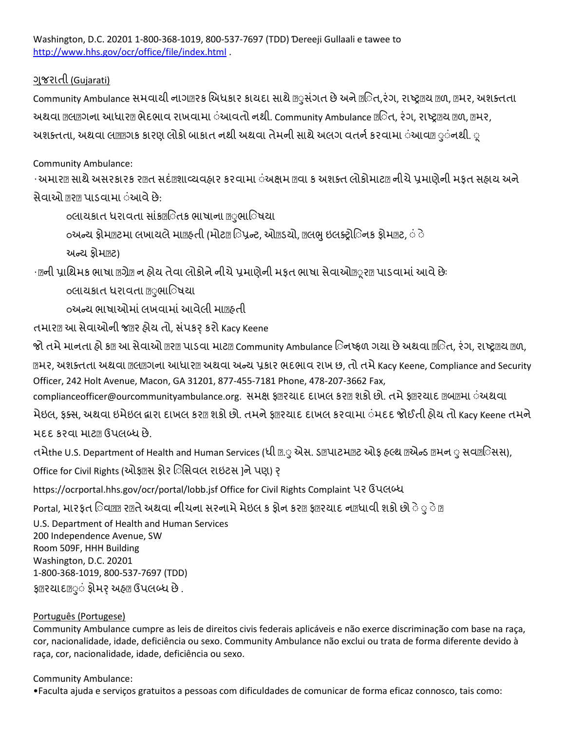Washington, D.C. 20201 1-800-368-1019, 800-537-7697 (TDD) Ɗereeji Gullaali e tawee to http://www.hhs.gov/ocr/office/file/index.html .

## ગુજરાતી (Gujarati)

Community Ambulance સમવાયી નાગ�રક અિધકાર કાયદા સાથે �ુસંગત છે અને �િત,રંગ, રાષ્ટ્ર�ય �ળ, �મર, અશક્તતા અથવા �લ�ગના આધાર� ભેદભાવ રાખવામા ંઆવતો નથી. Community Ambulance �િત, રંગ, રાષ્ટ્ર�ય �ળ, �મર, અશક્તતા, અથવા લ��ગક કારણ લોકો બાકાત નથી અથવા તેમની સાથે અલગ વતર્ન કરવામા ંઆવ� ુંનથી. ૂ

Community Ambulance:

· અમાર� સાથે અસરકારક ર�ત સદં�શાવ્યવહાર કરવામા ંઅક્ષમ �વા ક અશક્ત લોકોમાટ� નીચે પ્રમાણેની મફત સહાય અને સેવાઓ �ર� પાડવામા ંઆવે છે:

  oલાયકાત ધરાવતા સાંક�િતક ભાષાના �ુભાિષયા

  oઅન્ય ફોમ�ટમા લખાયલે મા�હતી (મોટ� િપ્રન્ટ, ઓ�ડયો, �લભ ુ ઇલક્ટ્રોિનક ફોમ�ટ, ં ે અન્ય ફોમ�ટ)

· �ની પ્રાથિમક ભાષા �ગ્રે� ન હોય તેવા લોકોને નીચે પ્રમાણેની મફત ભાષા સેવાઓ�ૂર� પાડવામાં આવે છે:

  oલાયકાત ધરાવતા �ુભાિષયા

  oઅન્ય ભાષાઓમાં લખવામાં આવેલી મા�હતી

તમાર� આ સેવાઓની જ�ર હોય તો, સંપકર્ કરો Kacy Keene

જો તમે માનતા હો ક� આ સેવાઓ �ર� પાડવા માટ� Community Ambulance િનષ્ફળ ગયા છે અથવા �િત, રંગ, રાષ્ટ્ર�ય �ળ, �મર, અશક્તતા અથવા �લ�ગના આધાર� અથવા અન્ય પ્રકાર ભદભાવ રાખ છ, તો તમે Kacy Keene, Compliance and Security Officer, 242 Holt Avenue, Macon, GA 31201, 877-455-7181 Phone, 478-207-3662 Fax, complianceofficer@ourcommunityambulance.org. સમક્ષ ફ�રયાદ દાખલ કર� શકો છો. તમે ફ�રયાદ �બ�મા ંઅથવા મેઇલ, ફક્સ, અથવા ઇમેઇલ દ્વારા દાખલ કર� શકો છો. તમને ફ�રયાદ દાખલ કરવામા ંમદદ જોઈતી હોય તો Kacy Keene તમને મદદ કરવા માટ� ઉપલબ્ધ છે.

તમેthe U.S. Department of Health and Human Services (ધી �.ુ એસ. ડ�પાટમ�ટ ઓફ હલ્થ �એન્ડ �મન ુ સવ�િસસ), Office for Civil Rights (ઓફ�સ ફોર િસિવલ રાઇટસ ]ને પણ) ર્

https://ocrportal.hhs.gov/ocr/portal/lobb.jsf Office for Civil Rights Complaint પર ઉપલબ્ધ

Portal, મારફત િવ�� ર�તે અથવા નીચના સરનામે મેઇલ ક ફોન કર� ફ�રયાદ ન�ધાવી શકો છો ે ુ ે �

U.S. Department of Health and Human Services
200 Independence Avenue, SW
Room 509F, HHH Building
Washington, D.C. 20201
1-800-368-1019, 800-537-7697 (TDD)
ફ�રયાદ�ુ ં ફોમર્ અહ� ઉપલબ્ધ છે .

## Português (Portugese)

Community Ambulance cumpre as leis de direitos civis federais aplicáveis e não exerce discriminação com base na raça, cor, nacionalidade, idade, deficiência ou sexo. Community Ambulance não exclui ou trata de forma diferente devido à raça, cor, nacionalidade, idade, deficiência ou sexo.

Community Ambulance:

• Faculta ajuda e serviços gratuitos a pessoas com dificuldades de comunicar de forma eficaz connosco, tais como: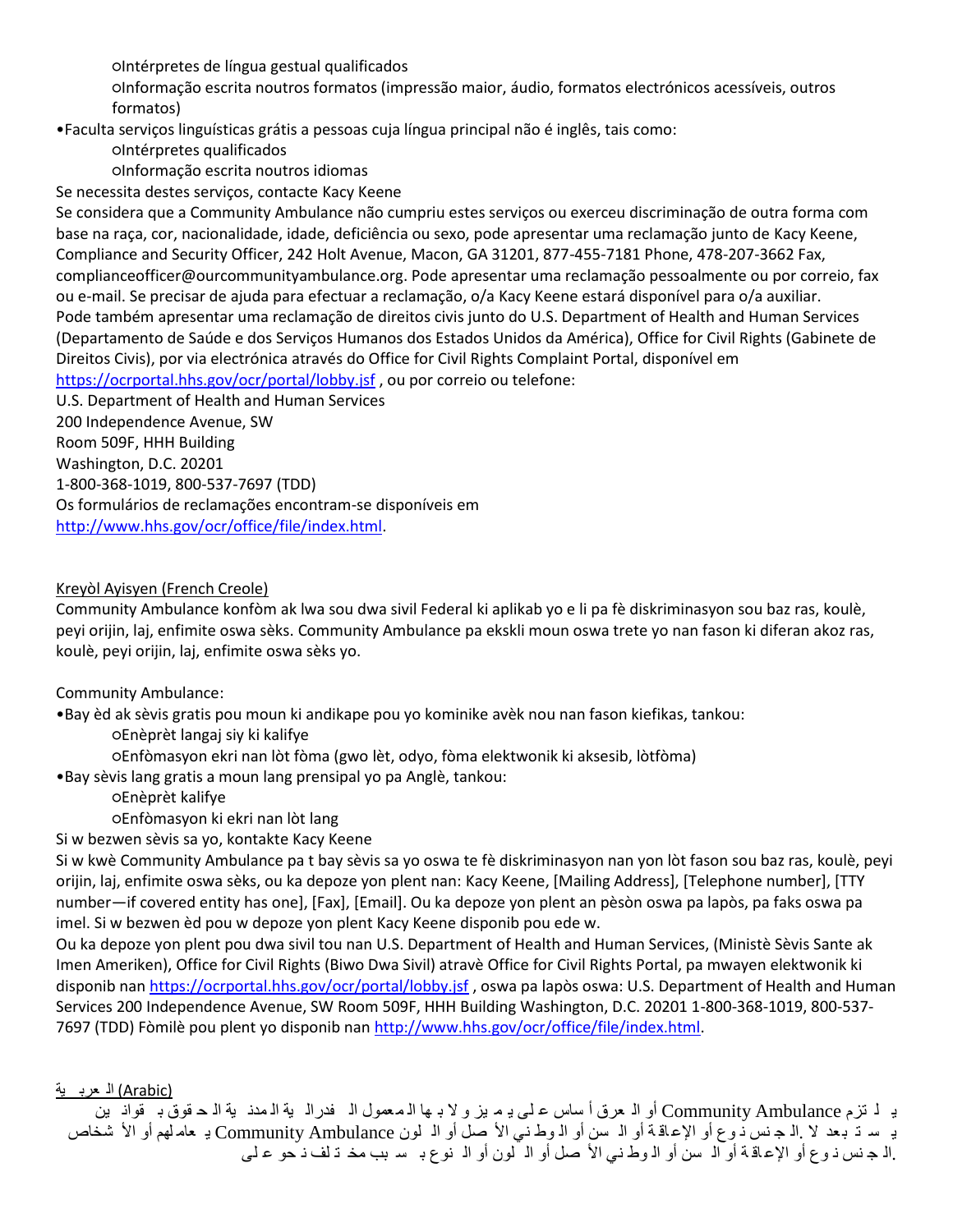○Intérpretes de língua gestual qualificados
    ○Informação escrita noutros formatos (impressão maior, áudio, formatos electrónicos acessíveis, outros formatos)

•Faculta serviços linguísticas grátis a pessoas cuja língua principal não é inglês, tais como:
    ○Intérpretes qualificados
    ○Informação escrita noutros idiomas

Se necessita destes serviços, contacte Kacy Keene

Se considera que a Community Ambulance não cumpriu estes serviços ou exerceu discriminação de outra forma com base na raça, cor, nacionalidade, idade, deficiência ou sexo, pode apresentar uma reclamação junto de Kacy Keene, Compliance and Security Officer, 242 Holt Avenue, Macon, GA 31201, 877-455-7181 Phone, 478-207-3662 Fax, complianceofficer@ourcommunityambulance.org. Pode apresentar uma reclamação pessoalmente ou por correio, fax ou e-mail. Se precisar de ajuda para efectuar a reclamação, o/a Kacy Keene estará disponível para o/a auxiliar.
Pode também apresentar uma reclamação de direitos civis junto do U.S. Department of Health and Human Services (Departamento de Saúde e dos Serviços Humanos dos Estados Unidos da América), Office for Civil Rights (Gabinete de Direitos Civis), por via electrónica através do Office for Civil Rights Complaint Portal, disponível em https://ocrportal.hhs.gov/ocr/portal/lobby.jsf , ou por correio ou telefone:

U.S. Department of Health and Human Services
200 Independence Avenue, SW
Room 509F, HHH Building
Washington, D.C. 20201
1-800-368-1019, 800-537-7697 (TDD)

Os formulários de reclamações encontram-se disponíveis em http://www.hhs.gov/ocr/office/file/index.html.

## Kreyòl Ayisyen (French Creole)

Community Ambulance konfòm ak lwa sou dwa sivil Federal ki aplikab yo e li pa fè diskriminasyon sou baz ras, koulè, peyi orijin, laj, enfimite oswa sèks. Community Ambulance pa ekskli moun oswa trete yo nan fason ki diferan akoz ras, koulè, peyi orijin, laj, enfimite oswa sèks yo.

Community Ambulance:

•Bay èd ak sèvis gratis pou moun ki andikape pou yo kominike avèk nou nan fason kiefikas, tankou:
    ○Enèprèt langaj siy ki kalifye
    ○Enfòmasyon ekri nan lòt fòma (gwo lèt, odyo, fòma elektwonik ki aksesib, lòtfòma)

•Bay sèvis lang gratis a moun lang prensipal yo pa Anglè, tankou:
    ○Enèprèt kalifye
    ○Enfòmasyon ki ekri nan lòt lang

Si w bezwen sèvis sa yo, kontakte Kacy Keene

Si w kwè Community Ambulance pa t bay sèvis sa yo oswa te fè diskriminasyon nan yon lòt fason sou baz ras, koulè, peyi orijin, laj, enfimite oswa sèks, ou ka depoze yon plent nan: Kacy Keene, [Mailing Address], [Telephone number], [TTY number—if covered entity has one], [Fax], [Email]. Ou ka depoze yon plent an pèsòn oswa pa lapòs, pa faks oswa pa imel. Si w bezwen èd pou w depoze yon plent Kacy Keene disponib pou ede w.
Ou ka depoze yon plent pou dwa sivil tou nan U.S. Department of Health and Human Services, (Ministè Sèvis Sante ak Imen Ameriken), Office for Civil Rights (Biwo Dwa Sivil) atravè Office for Civil Rights Portal, pa mwayen elektwonik ki disponib nan https://ocrportal.hhs.gov/ocr/portal/lobby.jsf , oswa pa lapòs oswa: U.S. Department of Health and Human Services 200 Independence Avenue, SW Room 509F, HHH Building Washington, D.C. 20201 1-800-368-1019, 800-537-7697 (TDD) Fòmilè pou plent yo disponib nan http://www.hhs.gov/ocr/office/file/index.html.

## العربية (Arabic)

يلتزم Community Ambulance بقوانين الحقوق المدنية الفدرالية المعمول بها ولا يميز على أساس العرق أو اللون أو الأصل الوطني أو السن أو الإعاقة أو الجنس. لا يستبعد Community Ambulance الأشخاص أو يعاملهم بشكل مختلف بسبب العرق أو اللون أو الأصل الوطني أو السن أو الإعاقة أو الجنس.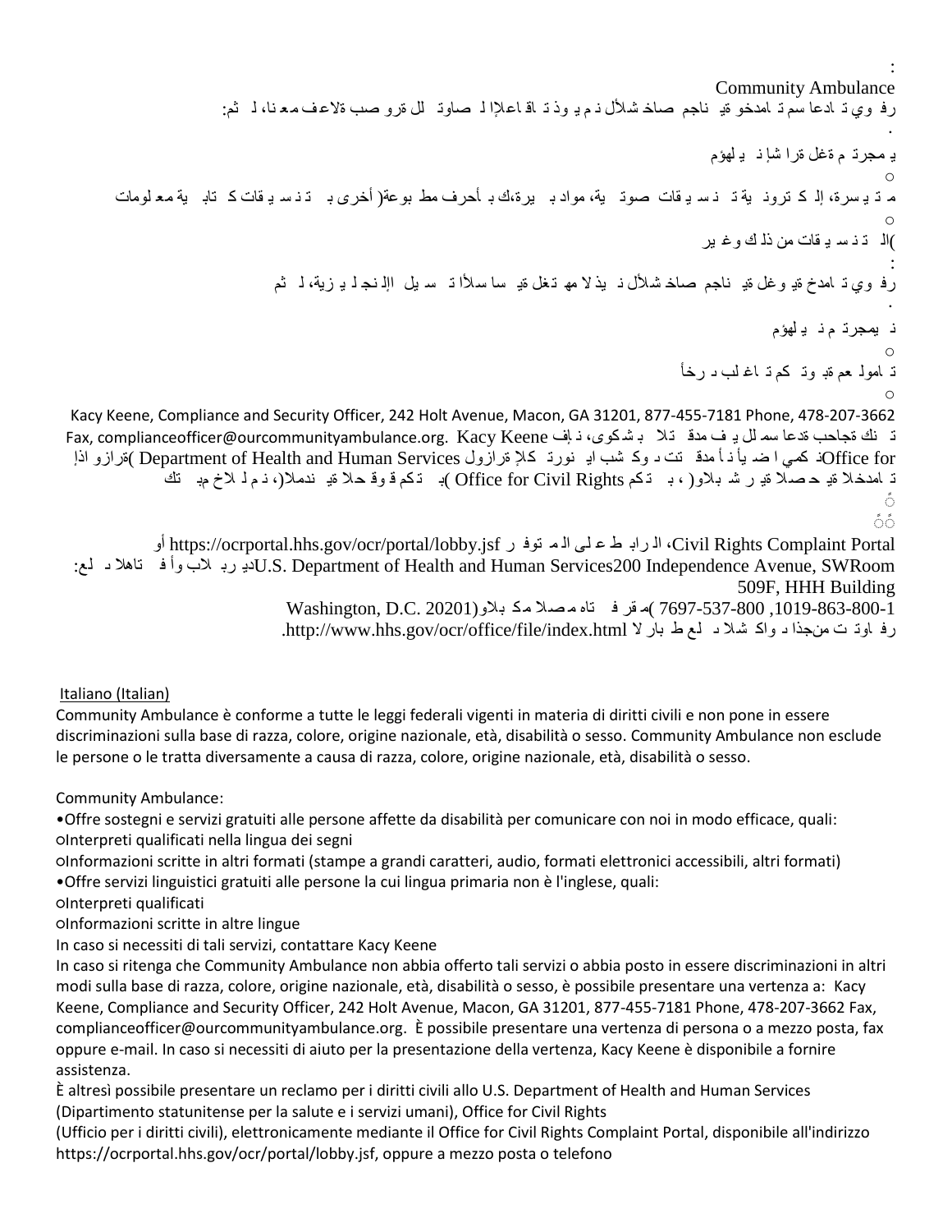:

Community Ambulance

رف وي ت ادعاسمت امدخو ةي ناجم صاخشلأل نم ي وذ ت اقاعلإا ل صاوت لل ةرو صب ةلاعف معنا، ل ثم:

.

ي مجرت م ةغل ةرا شلإا ن يلهؤم

o

م ت ي سرة، إل ك ترون ية ت ن س ي قات صوت ية، مواد ب يرة،ك ب أحرف مط بوعة( أخرى ب ت ن س ي قات ك تاب ية معلومات

o

)ال ت ن س ي قات من ذل ك وغ ير

:

رف وي ت امدخ ةي وغل ةي ناجم صاخشلأل ن يذلا مه تغل ةي سا سلأا ت س يل الإن جل ي زية، ل ثم

.

ن يمجرت م ن يلهؤم

o

ت امول عم ةب وت كم ت اغ لب ى رخأ

o

Kacy Keene, Compliance and Security Officer, 242 Holt Avenue, Macon, GA 31201, 877-455-7181 Phone, 478-207-3662 Fax, complianceofficer@ourcommunityambulance.org. Kacy Keene فإ ن ،ى وكش ب تلا ةمدق ف ي لل مس اعدة ةبحاج كنت

ةرازو اذإ( Department of Health and Human Services ةرازول كلا ِ نورت يا ب شك و د تن تق دمة أ ن يأ ض ا ي كم ذOffice for

ت امدخلا ةي حصلا ةي ر شب ل او( ، ب تكم Office for Civil Rights )ب تكم ق وق حلا ةي ندملا(، نم ل لاخ مي تك

ًٌ

Civil Rights Complaint Portal، ال راب ط ع لى ال م توف ر https://ocrportal.hhs.gov/ocr/portal/lobby.jsf أو

ىلع تاهلا ف وأ ب لاب ريد U.S. Department of Health and Human Services200 Independence Avenue, SWRoom 509F, HHH Building

Washington, D.C. 20201(مقر ف تاه مصلا مك ب لاو) 1-800-863-1019, 800-537-7697

رف اوت ت منجذا د واك شلا ى لع ط بار لا http://www.hhs.gov/ocr/office/file/index.html.

Italiano (Italian)

Community Ambulance è conforme a tutte le leggi federali vigenti in materia di diritti civili e non pone in essere discriminazioni sulla base di razza, colore, origine nazionale, età, disabilità o sesso. Community Ambulance non esclude le persone o le tratta diversamente a causa di razza, colore, origine nazionale, età, disabilità o sesso.

Community Ambulance:

- Offre sostegni e servizi gratuiti alle persone affette da disabilità per comunicare con noi in modo efficace, quali:
  - Interpreti qualificati nella lingua dei segni
  - Informazioni scritte in altri formati (stampe a grandi caratteri, audio, formati elettronici accessibili, altri formati)
- Offre servizi linguistici gratuiti alle persone la cui lingua primaria non è l'inglese, quali:
  - Interpreti qualificati
  - Informazioni scritte in altre lingue

In caso si necessiti di tali servizi, contattare Kacy Keene

In caso si ritenga che Community Ambulance non abbia offerto tali servizi o abbia posto in essere discriminazioni in altri modi sulla base di razza, colore, origine nazionale, età, disabilità o sesso, è possibile presentare una vertenza a: Kacy Keene, Compliance and Security Officer, 242 Holt Avenue, Macon, GA 31201, 877-455-7181 Phone, 478-207-3662 Fax, complianceofficer@ourcommunityambulance.org. È possibile presentare una vertenza di persona o a mezzo posta, fax oppure e-mail. In caso si necessiti di aiuto per la presentazione della vertenza, Kacy Keene è disponibile a fornire assistenza.

È altresì possibile presentare un reclamo per i diritti civili allo U.S. Department of Health and Human Services (Dipartimento statunitense per la salute e i servizi umani), Office for Civil Rights (Ufficio per i diritti civili), elettronicamente mediante il Office for Civil Rights Complaint Portal, disponibile all'indirizzo https://ocrportal.hhs.gov/ocr/portal/lobby.jsf, oppure a mezzo posta o telefono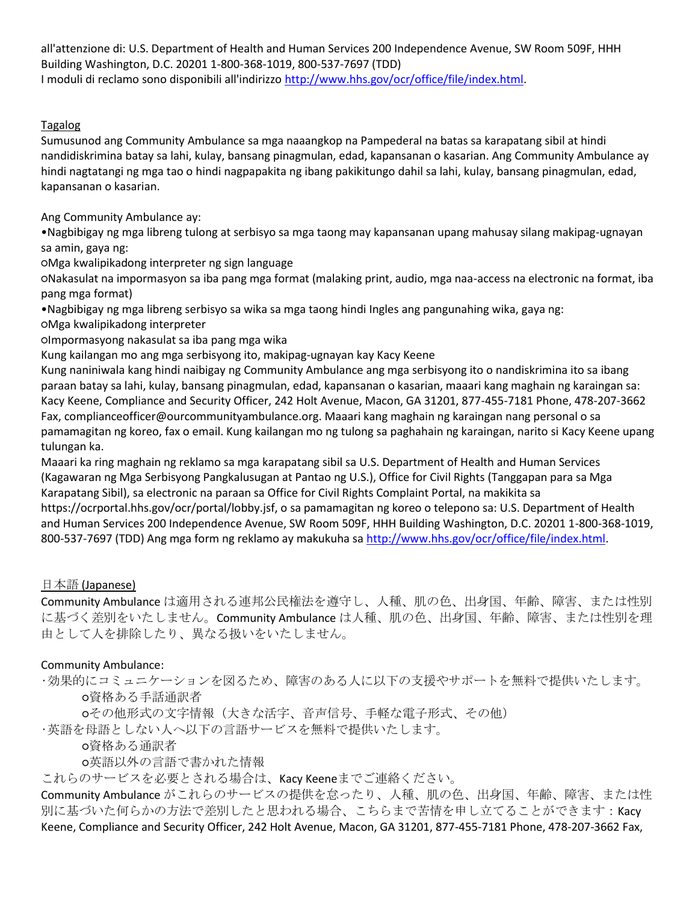all'attenzione di: U.S. Department of Health and Human Services 200 Independence Avenue, SW Room 509F, HHH Building Washington, D.C. 20201 1-800-368-1019, 800-537-7697 (TDD)
I moduli di reclamo sono disponibili all'indirizzo http://www.hhs.gov/ocr/office/file/index.html.

Tagalog

Sumusunod ang Community Ambulance sa mga naaangkop na Pampederal na batas sa karapatang sibil at hindi nandidiskrimina batay sa lahi, kulay, bansang pinagmulan, edad, kapansanan o kasarian. Ang Community Ambulance ay hindi nagtatangi ng mga tao o hindi nagpapakita ng ibang pakikitungo dahil sa lahi, kulay, bansang pinagmulan, edad, kapansanan o kasarian.

Ang Community Ambulance ay:

•Nagbibigay ng mga libreng tulong at serbisyo sa mga taong may kapansanan upang mahusay silang makipag-ugnayan sa amin, gaya ng:

○Mga kwalipikadong interpreter ng sign language

○Nakasulat na impormasyon sa iba pang mga format (malaking print, audio, mga naa-access na electronic na format, iba pang mga format)

•Nagbibigay ng mga libreng serbisyo sa wika sa mga taong hindi Ingles ang pangunahing wika, gaya ng:

○Mga kwalipikadong interpreter

○Impormasyong nakasulat sa iba pang mga wika

Kung kailangan mo ang mga serbisyong ito, makipag-ugnayan kay Kacy Keene

Kung naniniwala kang hindi naibigay ng Community Ambulance ang mga serbisyong ito o nandiskrimina ito sa ibang paraan batay sa lahi, kulay, bansang pinagmulan, edad, kapansanan o kasarian, maaari kang maghain ng karaingan sa: Kacy Keene, Compliance and Security Officer, 242 Holt Avenue, Macon, GA 31201, 877-455-7181 Phone, 478-207-3662 Fax, complianceofficer@ourcommunityambulance.org. Maaari kang maghain ng karaingan nang personal o sa pamamagitan ng koreo, fax o email. Kung kailangan mo ng tulong sa paghahain ng karaingan, narito si Kacy Keene upang tulungan ka.

Maaari ka ring maghain ng reklamo sa mga karapatang sibil sa U.S. Department of Health and Human Services (Kagawaran ng Mga Serbisyong Pangkalusugan at Pantao ng U.S.), Office for Civil Rights (Tanggapan para sa Mga Karapatang Sibil), sa electronic na paraan sa Office for Civil Rights Complaint Portal, na makikita sa https://ocrportal.hhs.gov/ocr/portal/lobby.jsf, o sa pamamagitan ng koreo o telepono sa: U.S. Department of Health and Human Services 200 Independence Avenue, SW Room 509F, HHH Building Washington, D.C. 20201 1-800-368-1019, 800-537-7697 (TDD) Ang mga form ng reklamo ay makukuha sa http://www.hhs.gov/ocr/office/file/index.html.

日本語 (Japanese)

Community Ambulance は適用される連邦公民権法を遵守し、人種、肌の色、出身国、年齢、障害、または性別に基づく差別をいたしません。Community Ambulance は人種、肌の色、出身国、年齢、障害、または性別を理由として人を排除したり、異なる扱いをいたしません。

Community Ambulance:

・効果的にコミュニケーションを図るため、障害のある人に以下の支援やサポートを無料で提供いたします。

○資格ある手話通訳者

○その他形式の文字情報（大きな活字、音声信号、手軽な電子形式、その他）

・英語を母語としない人へ以下の言語サービスを無料で提供いたします。

○資格ある通訳者

○英語以外の言語で書かれた情報

これらのサービスを必要とされる場合は、Kacy Keeneまでご連絡ください。

Community Ambulance がこれらのサービスの提供を怠ったり、人種、肌の色、出身国、年齢、障害、または性別に基づいた何らかの方法で差別したと思われる場合、こちらまで苦情を申し立てることができます：Kacy Keene, Compliance and Security Officer, 242 Holt Avenue, Macon, GA 31201, 877-455-7181 Phone, 478-207-3662 Fax,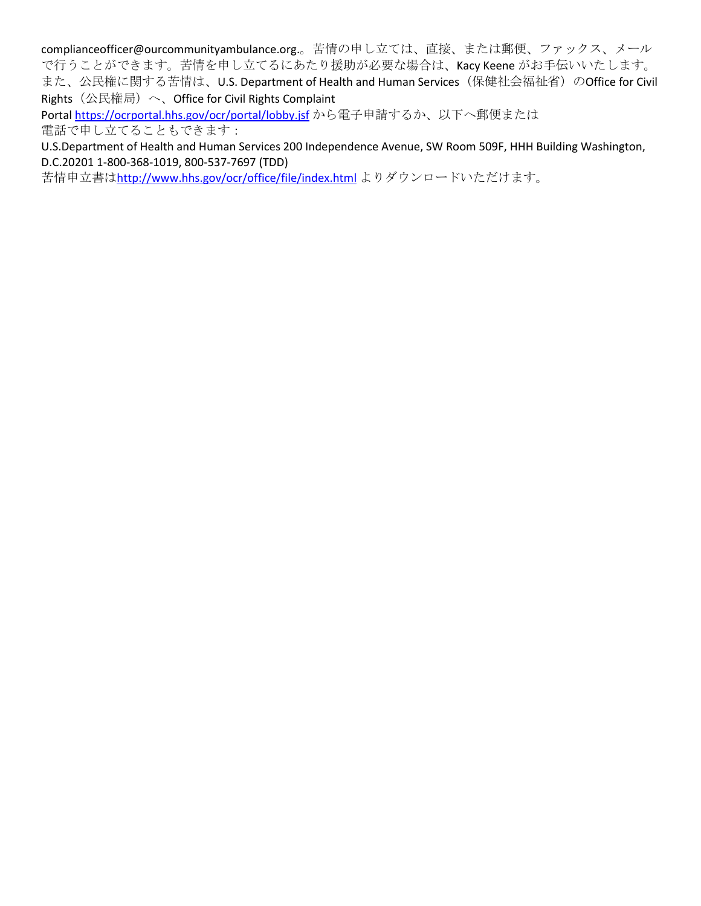complianceofficer@ourcommunityambulance.org.。苦情の申し立ては、直接、または郵便、ファックス、メールで行うことができます。苦情を申し立てるにあたり援助が必要な場合は、Kacy Keene がお手伝いいたします。また、公民権に関する苦情は、U.S. Department of Health and Human Services（保健社会福祉省）のOffice for Civil Rights（公民権局）へ、Office for Civil Rights Complaint Portal https://ocrportal.hhs.gov/ocr/portal/lobby.jsf から電子申請するか、以下へ郵便または電話で申し立てることもできます：

U.S.Department of Health and Human Services 200 Independence Avenue, SW Room 509F, HHH Building Washington, D.C.20201 1-800-368-1019, 800-537-7697 (TDD)

苦情申立書はhttp://www.hhs.gov/ocr/office/file/index.html よりダウンロードいただけます。